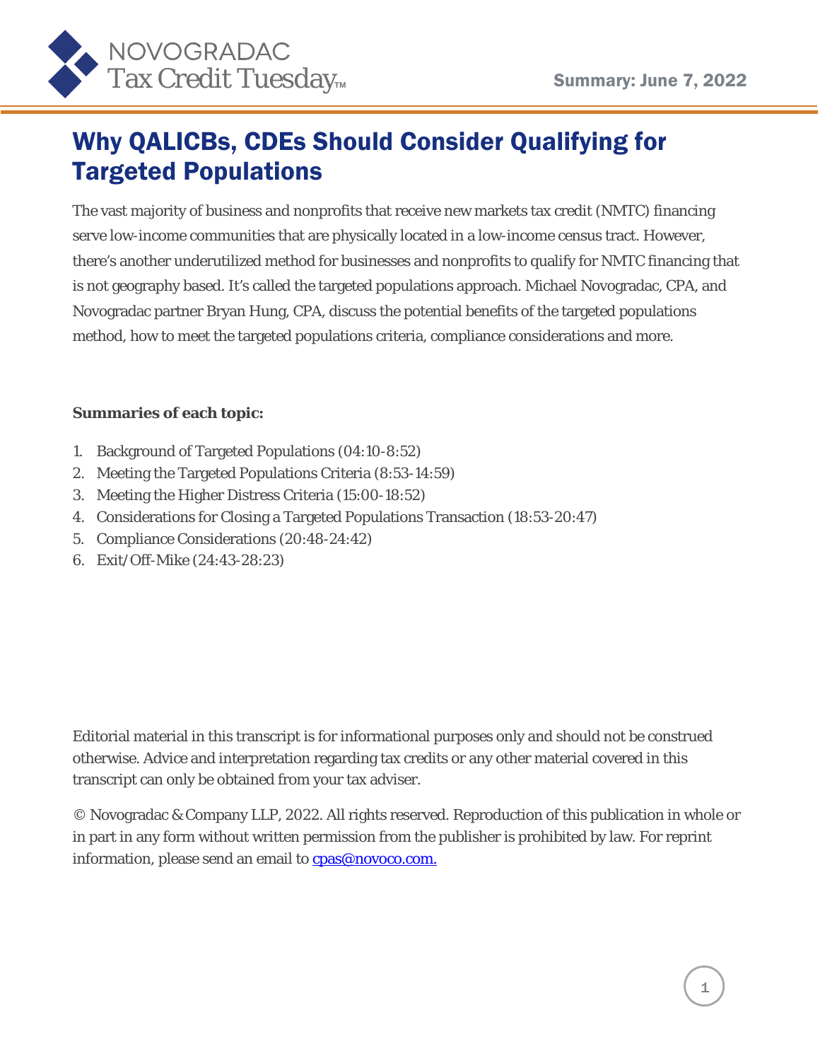NOVOGRADAC Tax Credit Tuesday™

Summary: June 7, 2022

# Why QALICBs, CDEs Should Consider Qualifying for Targeted Populations

The vast majority of business and nonprofits that receive new markets tax credit (NMTC) financing serve low-income communities that are physically located in a low-income census tract. However, there's another underutilized method for businesses and nonprofits to qualify for NMTC financing that is not geography based. It's called the targeted populations approach. Michael Novogradac, CPA, and Novogradac partner Bryan Hung, CPA, discuss the potential benefits of the targeted populations method, how to meet the targeted populations criteria, compliance considerations and more.

**Summaries of each topic:**

1. Background of Targeted Populations (04:10-8:52)
2. Meeting the Targeted Populations Criteria (8:53-14:59)
3. Meeting the Higher Distress Criteria (15:00-18:52)
4. Considerations for Closing a Targeted Populations Transaction (18:53-20:47)
5. Compliance Considerations (20:48-24:42)
6. Exit/Off-Mike (24:43-28:23)

Editorial material in this transcript is for informational purposes only and should not be construed otherwise. Advice and interpretation regarding tax credits or any other material covered in this transcript can only be obtained from your tax adviser.

© Novogradac & Company LLP, 2022. All rights reserved. Reproduction of this publication in whole or in part in any form without written permission from the publisher is prohibited by law. For reprint information, please send an email to [cpas@novoco.com.](mailto:cpas@novoco.com)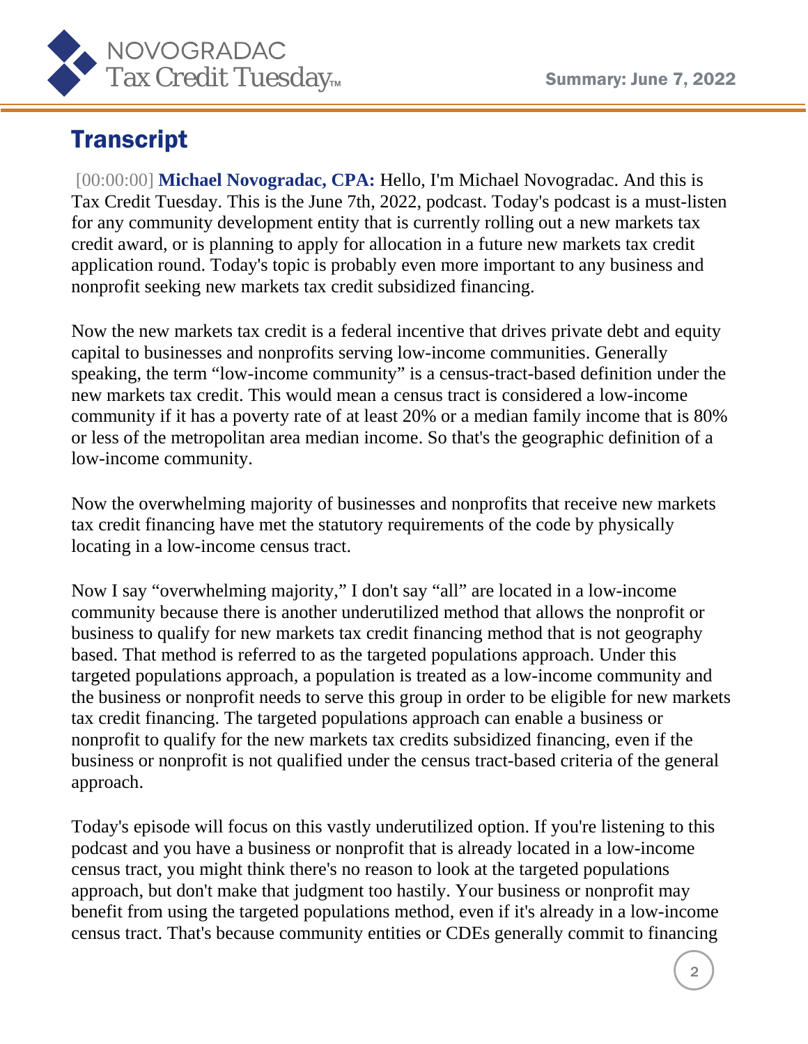## Transcript

[00:00:00] **Michael Novogradac, CPA:** Hello, I'm Michael Novogradac. And this is Tax Credit Tuesday. This is the June 7th, 2022, podcast. Today's podcast is a must-listen for any community development entity that is currently rolling out a new markets tax credit award, or is planning to apply for allocation in a future new markets tax credit application round. Today's topic is probably even more important to any business and nonprofit seeking new markets tax credit subsidized financing.

Now the new markets tax credit is a federal incentive that drives private debt and equity capital to businesses and nonprofits serving low-income communities. Generally speaking, the term "low-income community" is a census-tract-based definition under the new markets tax credit. This would mean a census tract is considered a low-income community if it has a poverty rate of at least 20% or a median family income that is 80% or less of the metropolitan area median income. So that's the geographic definition of a low-income community.

Now the overwhelming majority of businesses and nonprofits that receive new markets tax credit financing have met the statutory requirements of the code by physically locating in a low-income census tract.

Now I say "overwhelming majority," I don't say "all" are located in a low-income community because there is another underutilized method that allows the nonprofit or business to qualify for new markets tax credit financing method that is not geography based. That method is referred to as the targeted populations approach. Under this targeted populations approach, a population is treated as a low-income community and the business or nonprofit needs to serve this group in order to be eligible for new markets tax credit financing. The targeted populations approach can enable a business or nonprofit to qualify for the new markets tax credits subsidized financing, even if the business or nonprofit is not qualified under the census tract-based criteria of the general approach.

Today's episode will focus on this vastly underutilized option. If you're listening to this podcast and you have a business or nonprofit that is already located in a low-income census tract, you might think there's no reason to look at the targeted populations approach, but don't make that judgment too hastily. Your business or nonprofit may benefit from using the targeted populations method, even if it's already in a low-income census tract. That's because community entities or CDEs generally commit to financing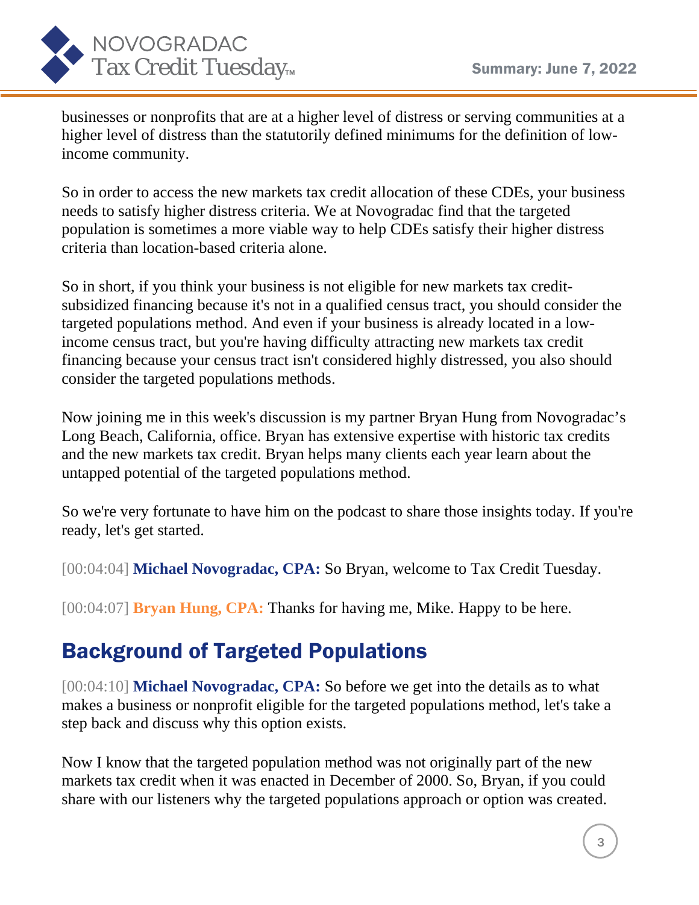businesses or nonprofits that are at a higher level of distress or serving communities at a higher level of distress than the statutorily defined minimums for the definition of low-income community.

So in order to access the new markets tax credit allocation of these CDEs, your business needs to satisfy higher distress criteria. We at Novogradac find that the targeted population is sometimes a more viable way to help CDEs satisfy their higher distress criteria than location-based criteria alone.

So in short, if you think your business is not eligible for new markets tax credit-subsidized financing because it's not in a qualified census tract, you should consider the targeted populations method. And even if your business is already located in a low-income census tract, but you're having difficulty attracting new markets tax credit financing because your census tract isn't considered highly distressed, you also should consider the targeted populations methods.

Now joining me in this week's discussion is my partner Bryan Hung from Novogradac's Long Beach, California, office. Bryan has extensive expertise with historic tax credits and the new markets tax credit. Bryan helps many clients each year learn about the untapped potential of the targeted populations method.

So we're very fortunate to have him on the podcast to share those insights today. If you're ready, let's get started.

[00:04:04] **Michael Novogradac, CPA:** So Bryan, welcome to Tax Credit Tuesday.

[00:04:07] **Bryan Hung, CPA:** Thanks for having me, Mike. Happy to be here.

## Background of Targeted Populations

[00:04:10] **Michael Novogradac, CPA:** So before we get into the details as to what makes a business or nonprofit eligible for the targeted populations method, let's take a step back and discuss why this option exists.

Now I know that the targeted population method was not originally part of the new markets tax credit when it was enacted in December of 2000. So, Bryan, if you could share with our listeners why the targeted populations approach or option was created.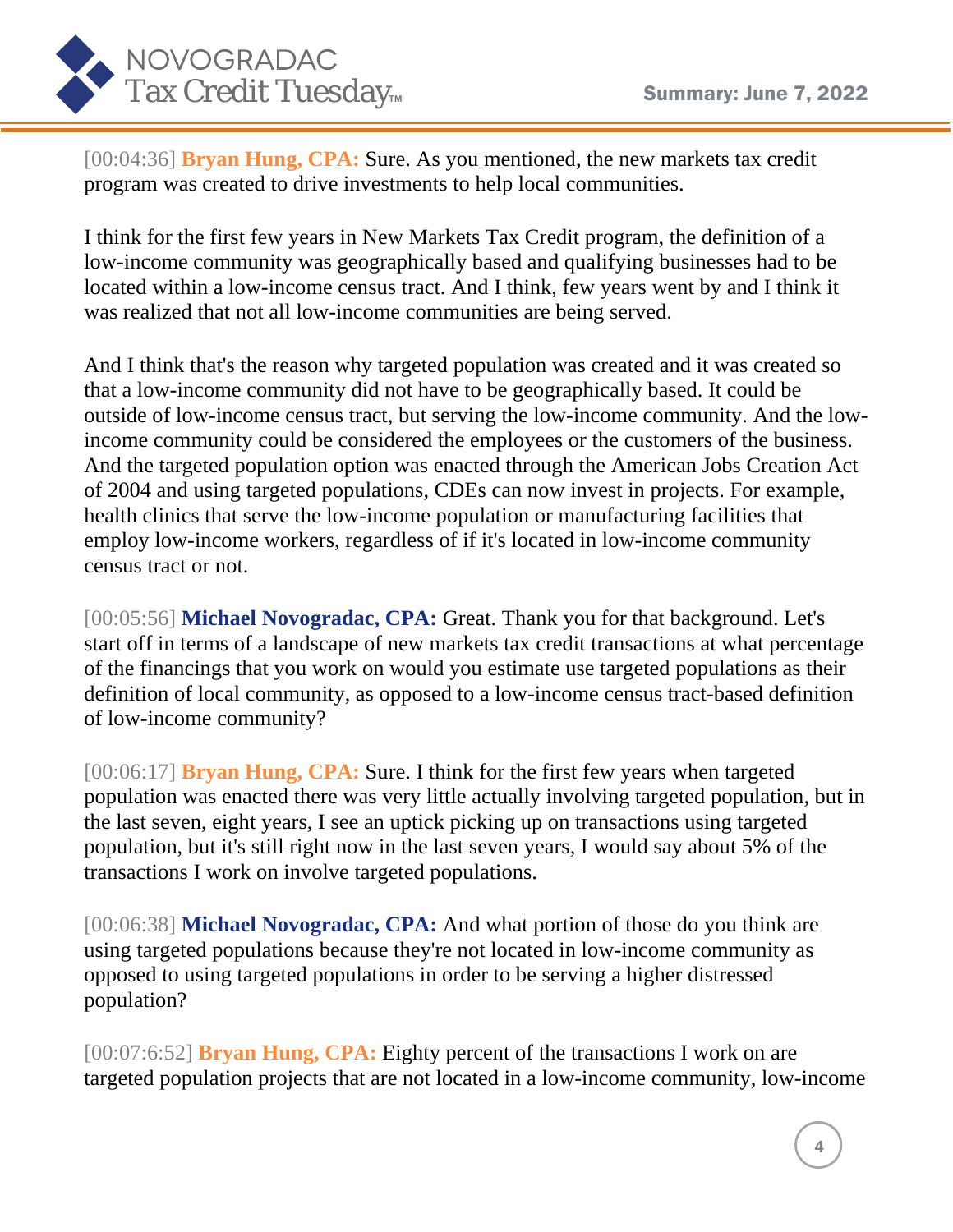[00:04:36] **Bryan Hung, CPA:** Sure. As you mentioned, the new markets tax credit program was created to drive investments to help local communities.

I think for the first few years in New Markets Tax Credit program, the definition of a low-income community was geographically based and qualifying businesses had to be located within a low-income census tract. And I think, few years went by and I think it was realized that not all low-income communities are being served.

And I think that's the reason why targeted population was created and it was created so that a low-income community did not have to be geographically based. It could be outside of low-income census tract, but serving the low-income community. And the low-income community could be considered the employees or the customers of the business. And the targeted population option was enacted through the American Jobs Creation Act of 2004 and using targeted populations, CDEs can now invest in projects. For example, health clinics that serve the low-income population or manufacturing facilities that employ low-income workers, regardless of if it's located in low-income community census tract or not.

[00:05:56] **Michael Novogradac, CPA:** Great. Thank you for that background. Let's start off in terms of a landscape of new markets tax credit transactions at what percentage of the financings that you work on would you estimate use targeted populations as their definition of local community, as opposed to a low-income census tract-based definition of low-income community?

[00:06:17] **Bryan Hung, CPA:** Sure. I think for the first few years when targeted population was enacted there was very little actually involving targeted population, but in the last seven, eight years, I see an uptick picking up on transactions using targeted population, but it's still right now in the last seven years, I would say about 5% of the transactions I work on involve targeted populations.

[00:06:38] **Michael Novogradac, CPA:** And what portion of those do you think are using targeted populations because they're not located in low-income community as opposed to using targeted populations in order to be serving a higher distressed population?

[00:07:6:52] **Bryan Hung, CPA:** Eighty percent of the transactions I work on are targeted population projects that are not located in a low-income community, low-income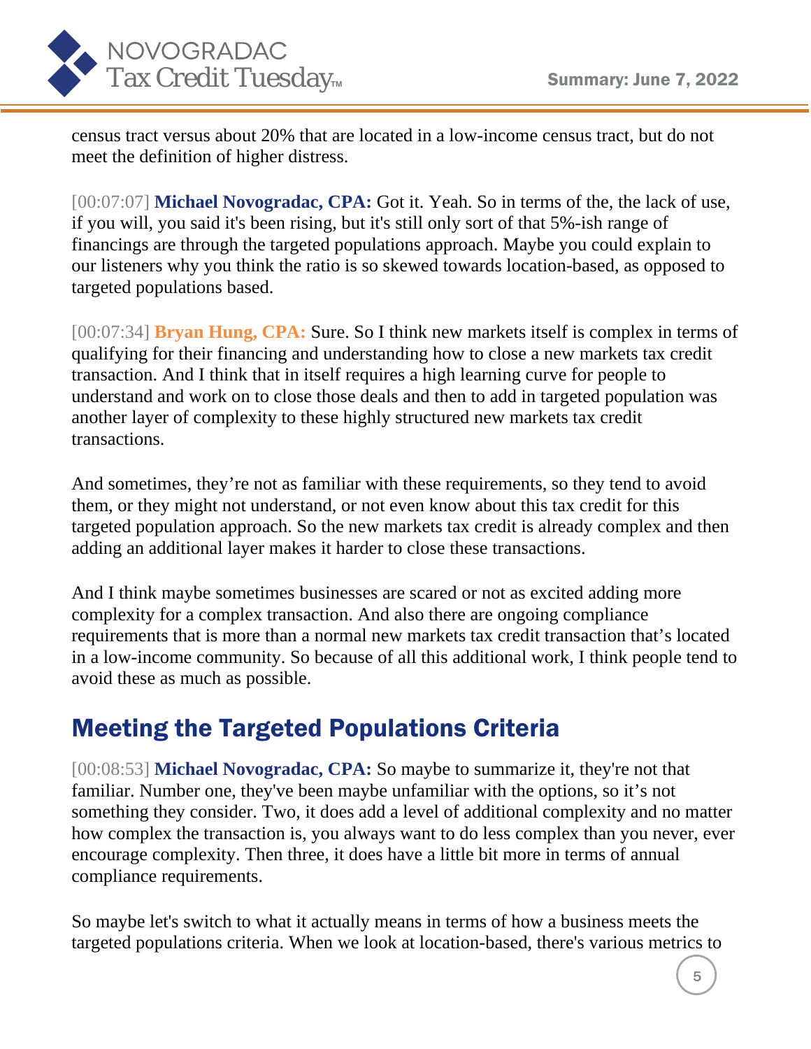census tract versus about 20% that are located in a low-income census tract, but do not meet the definition of higher distress.

[00:07:07] **Michael Novogradac, CPA:** Got it. Yeah. So in terms of the, the lack of use, if you will, you said it's been rising, but it's still only sort of that 5%-ish range of financings are through the targeted populations approach. Maybe you could explain to our listeners why you think the ratio is so skewed towards location-based, as opposed to targeted populations based.

[00:07:34] **Bryan Hung, CPA:** Sure. So I think new markets itself is complex in terms of qualifying for their financing and understanding how to close a new markets tax credit transaction. And I think that in itself requires a high learning curve for people to understand and work on to close those deals and then to add in targeted population was another layer of complexity to these highly structured new markets tax credit transactions.

And sometimes, they're not as familiar with these requirements, so they tend to avoid them, or they might not understand, or not even know about this tax credit for this targeted population approach. So the new markets tax credit is already complex and then adding an additional layer makes it harder to close these transactions.

And I think maybe sometimes businesses are scared or not as excited adding more complexity for a complex transaction. And also there are ongoing compliance requirements that is more than a normal new markets tax credit transaction that's located in a low-income community. So because of all this additional work, I think people tend to avoid these as much as possible.

## Meeting the Targeted Populations Criteria

[00:08:53] **Michael Novogradac, CPA:** So maybe to summarize it, they're not that familiar. Number one, they've been maybe unfamiliar with the options, so it's not something they consider. Two, it does add a level of additional complexity and no matter how complex the transaction is, you always want to do less complex than you never, ever encourage complexity. Then three, it does have a little bit more in terms of annual compliance requirements.

So maybe let's switch to what it actually means in terms of how a business meets the targeted populations criteria. When we look at location-based, there's various metrics to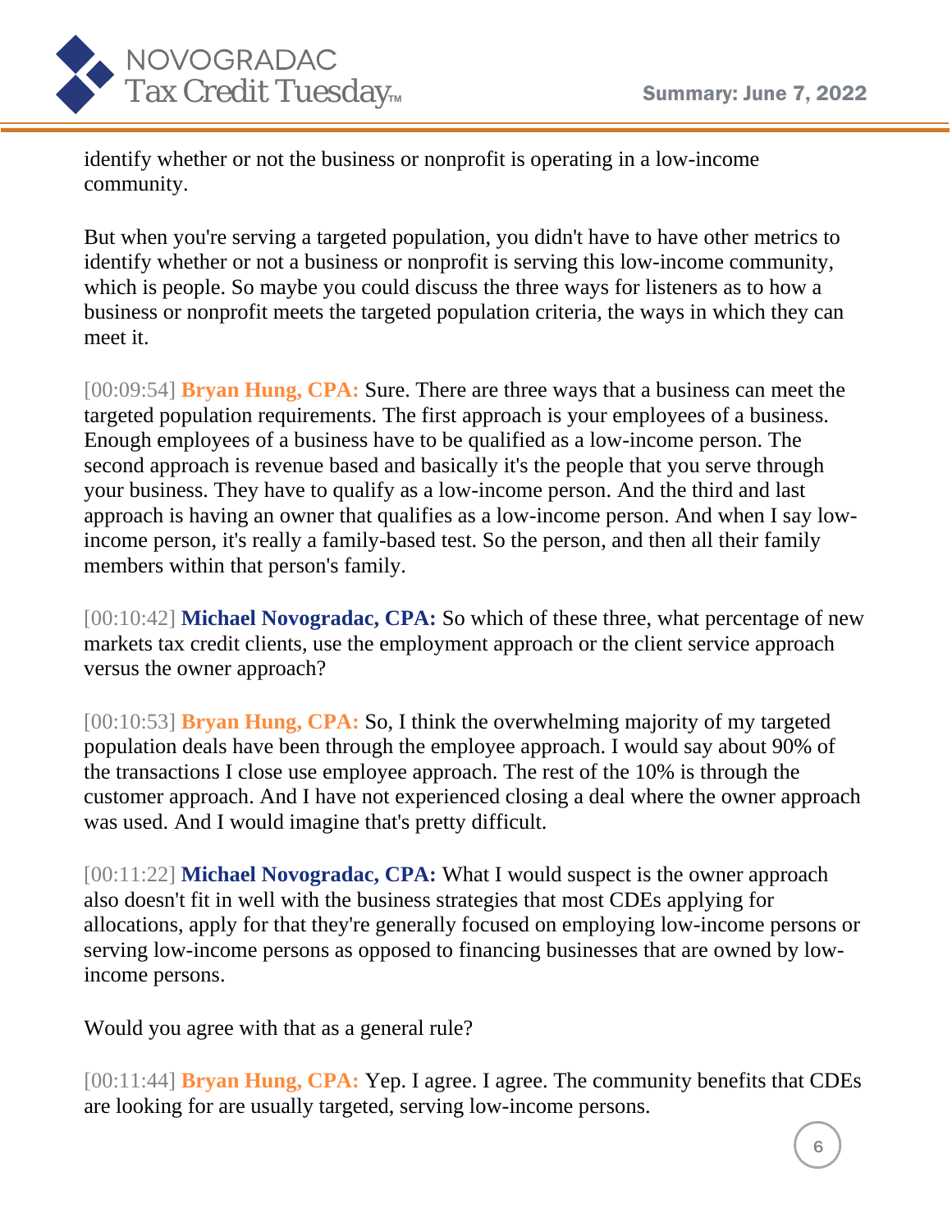identify whether or not the business or nonprofit is operating in a low-income community.

But when you're serving a targeted population, you didn't have to have other metrics to identify whether or not a business or nonprofit is serving this low-income community, which is people. So maybe you could discuss the three ways for listeners as to how a business or nonprofit meets the targeted population criteria, the ways in which they can meet it.

[00:09:54] **Bryan Hung, CPA:** Sure. There are three ways that a business can meet the targeted population requirements. The first approach is your employees of a business. Enough employees of a business have to be qualified as a low-income person. The second approach is revenue based and basically it's the people that you serve through your business. They have to qualify as a low-income person. And the third and last approach is having an owner that qualifies as a low-income person. And when I say low-income person, it's really a family-based test. So the person, and then all their family members within that person's family.

[00:10:42] **Michael Novogradac, CPA:** So which of these three, what percentage of new markets tax credit clients, use the employment approach or the client service approach versus the owner approach?

[00:10:53] **Bryan Hung, CPA:** So, I think the overwhelming majority of my targeted population deals have been through the employee approach. I would say about 90% of the transactions I close use employee approach. The rest of the 10% is through the customer approach. And I have not experienced closing a deal where the owner approach was used. And I would imagine that's pretty difficult.

[00:11:22] **Michael Novogradac, CPA:** What I would suspect is the owner approach also doesn't fit in well with the business strategies that most CDEs applying for allocations, apply for that they're generally focused on employing low-income persons or serving low-income persons as opposed to financing businesses that are owned by low-income persons.

Would you agree with that as a general rule?

[00:11:44] **Bryan Hung, CPA:** Yep. I agree. I agree. The community benefits that CDEs are looking for are usually targeted, serving low-income persons.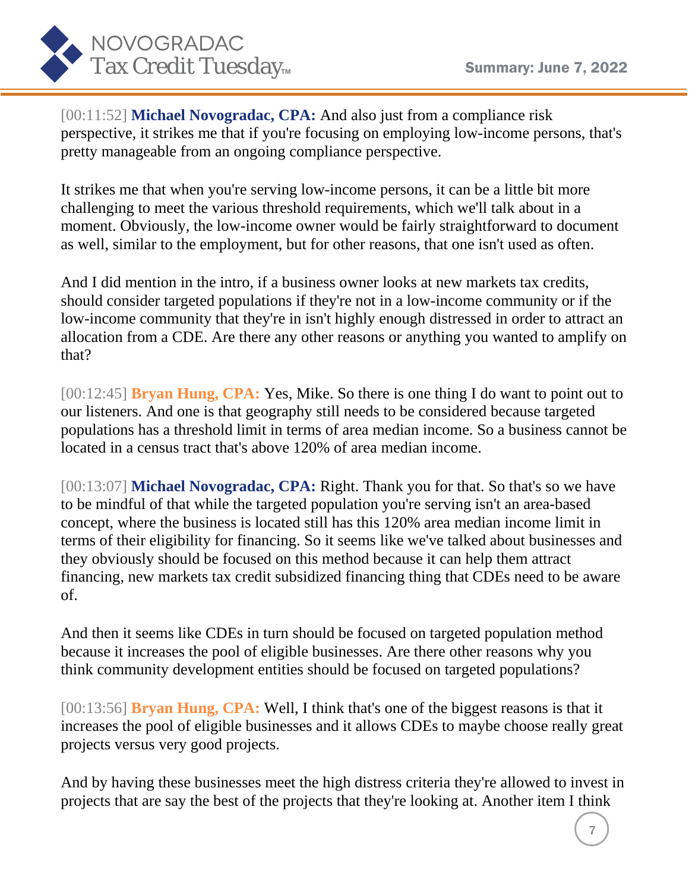[00:11:52] **Michael Novogradac, CPA:** And also just from a compliance risk perspective, it strikes me that if you're focusing on employing low-income persons, that's pretty manageable from an ongoing compliance perspective.

It strikes me that when you're serving low-income persons, it can be a little bit more challenging to meet the various threshold requirements, which we'll talk about in a moment. Obviously, the low-income owner would be fairly straightforward to document as well, similar to the employment, but for other reasons, that one isn't used as often.

And I did mention in the intro, if a business owner looks at new markets tax credits, should consider targeted populations if they're not in a low-income community or if the low-income community that they're in isn't highly enough distressed in order to attract an allocation from a CDE. Are there any other reasons or anything you wanted to amplify on that?

[00:12:45] **Bryan Hung, CPA:** Yes, Mike. So there is one thing I do want to point out to our listeners. And one is that geography still needs to be considered because targeted populations has a threshold limit in terms of area median income. So a business cannot be located in a census tract that's above 120% of area median income.

[00:13:07] **Michael Novogradac, CPA:** Right. Thank you for that. So that's so we have to be mindful of that while the targeted population you're serving isn't an area-based concept, where the business is located still has this 120% area median income limit in terms of their eligibility for financing. So it seems like we've talked about businesses and they obviously should be focused on this method because it can help them attract financing, new markets tax credit subsidized financing thing that CDEs need to be aware of.

And then it seems like CDEs in turn should be focused on targeted population method because it increases the pool of eligible businesses. Are there other reasons why you think community development entities should be focused on targeted populations?

[00:13:56] **Bryan Hung, CPA:** Well, I think that's one of the biggest reasons is that it increases the pool of eligible businesses and it allows CDEs to maybe choose really great projects versus very good projects.

And by having these businesses meet the high distress criteria they're allowed to invest in projects that are say the best of the projects that they're looking at. Another item I think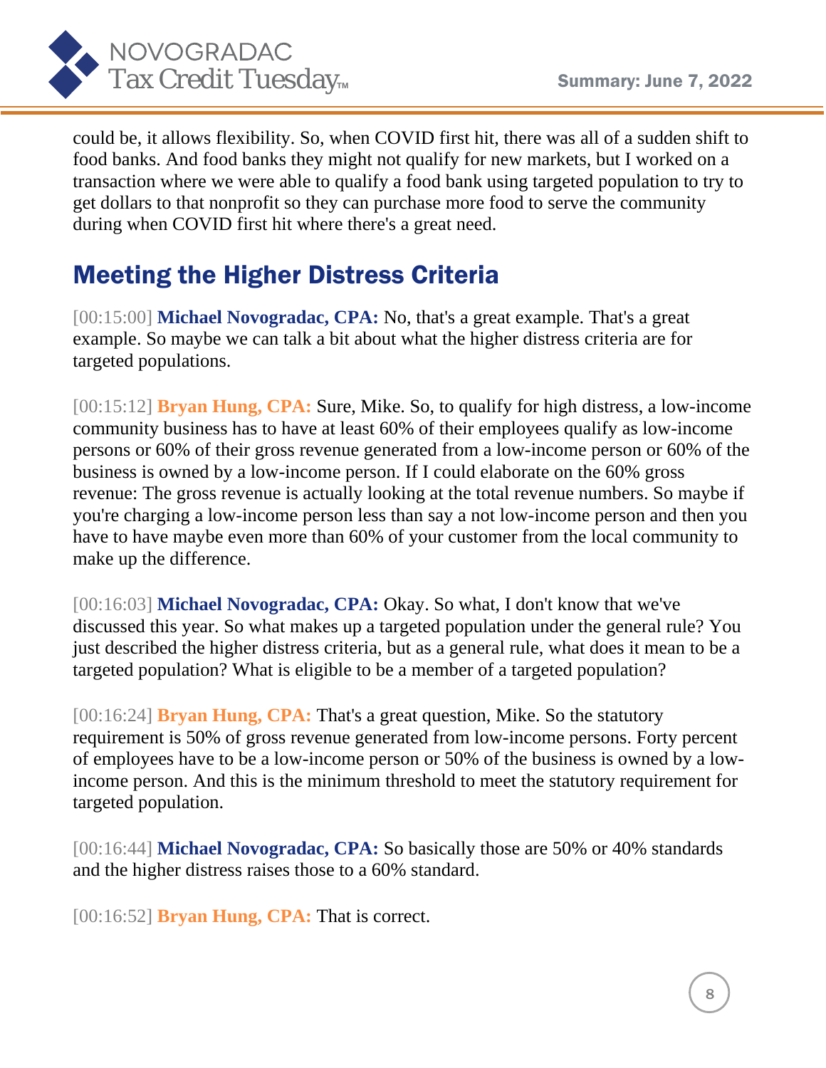could be, it allows flexibility. So, when COVID first hit, there was all of a sudden shift to food banks. And food banks they might not qualify for new markets, but I worked on a transaction where we were able to qualify a food bank using targeted population to try to get dollars to that nonprofit so they can purchase more food to serve the community during when COVID first hit where there's a great need.

## Meeting the Higher Distress Criteria

[00:15:00] **Michael Novogradac, CPA:** No, that's a great example. That's a great example. So maybe we can talk a bit about what the higher distress criteria are for targeted populations.

[00:15:12] **Bryan Hung, CPA:** Sure, Mike. So, to qualify for high distress, a low-income community business has to have at least 60% of their employees qualify as low-income persons or 60% of their gross revenue generated from a low-income person or 60% of the business is owned by a low-income person. If I could elaborate on the 60% gross revenue: The gross revenue is actually looking at the total revenue numbers. So maybe if you're charging a low-income person less than say a not low-income person and then you have to have maybe even more than 60% of your customer from the local community to make up the difference.

[00:16:03] **Michael Novogradac, CPA:** Okay. So what, I don't know that we've discussed this year. So what makes up a targeted population under the general rule? You just described the higher distress criteria, but as a general rule, what does it mean to be a targeted population? What is eligible to be a member of a targeted population?

[00:16:24] **Bryan Hung, CPA:** That's a great question, Mike. So the statutory requirement is 50% of gross revenue generated from low-income persons. Forty percent of employees have to be a low-income person or 50% of the business is owned by a low-income person. And this is the minimum threshold to meet the statutory requirement for targeted population.

[00:16:44] **Michael Novogradac, CPA:** So basically those are 50% or 40% standards and the higher distress raises those to a 60% standard.

[00:16:52] **Bryan Hung, CPA:** That is correct.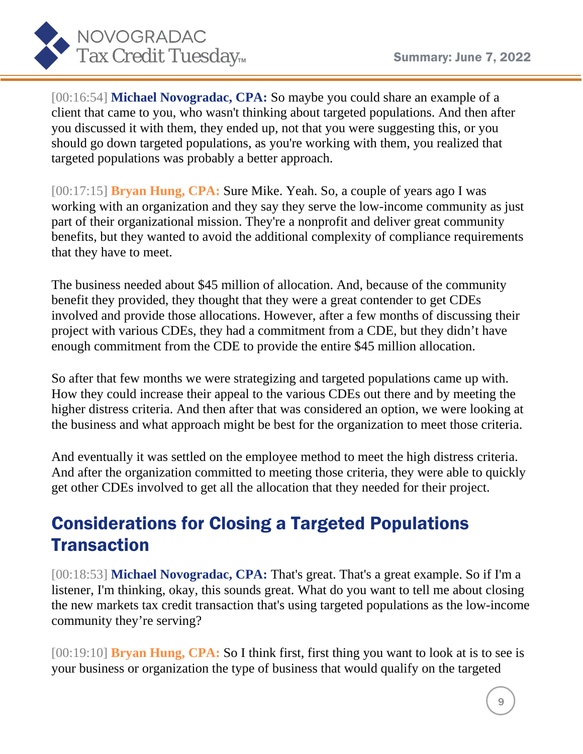[00:16:54] **Michael Novogradac, CPA:** So maybe you could share an example of a client that came to you, who wasn't thinking about targeted populations. And then after you discussed it with them, they ended up, not that you were suggesting this, or you should go down targeted populations, as you're working with them, you realized that targeted populations was probably a better approach.

[00:17:15] **Bryan Hung, CPA:** Sure Mike. Yeah. So, a couple of years ago I was working with an organization and they say they serve the low-income community as just part of their organizational mission. They're a nonprofit and deliver great community benefits, but they wanted to avoid the additional complexity of compliance requirements that they have to meet.

The business needed about $45 million of allocation. And, because of the community benefit they provided, they thought that they were a great contender to get CDEs involved and provide those allocations. However, after a few months of discussing their project with various CDEs, they had a commitment from a CDE, but they didn't have enough commitment from the CDE to provide the entire $45 million allocation.

So after that few months we were strategizing and targeted populations came up with. How they could increase their appeal to the various CDEs out there and by meeting the higher distress criteria. And then after that was considered an option, we were looking at the business and what approach might be best for the organization to meet those criteria.

And eventually it was settled on the employee method to meet the high distress criteria. And after the organization committed to meeting those criteria, they were able to quickly get other CDEs involved to get all the allocation that they needed for their project.

## Considerations for Closing a Targeted Populations Transaction

[00:18:53] **Michael Novogradac, CPA:** That's great. That's a great example. So if I'm a listener, I'm thinking, okay, this sounds great. What do you want to tell me about closing the new markets tax credit transaction that's using targeted populations as the low-income community they're serving?

[00:19:10] **Bryan Hung, CPA:** So I think first, first thing you want to look at is to see is your business or organization the type of business that would qualify on the targeted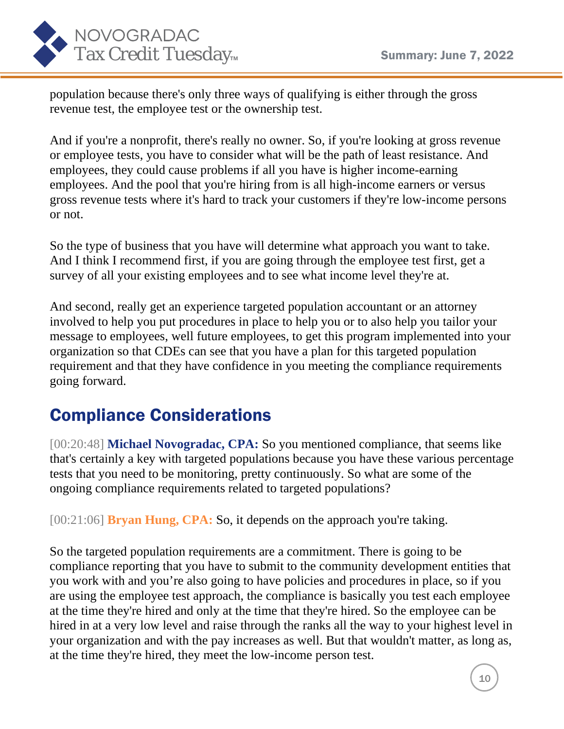population because there's only three ways of qualifying is either through the gross revenue test, the employee test or the ownership test.

And if you're a nonprofit, there's really no owner. So, if you're looking at gross revenue or employee tests, you have to consider what will be the path of least resistance. And employees, they could cause problems if all you have is higher income-earning employees. And the pool that you're hiring from is all high-income earners or versus gross revenue tests where it's hard to track your customers if they're low-income persons or not.

So the type of business that you have will determine what approach you want to take. And I think I recommend first, if you are going through the employee test first, get a survey of all your existing employees and to see what income level they're at.

And second, really get an experience targeted population accountant or an attorney involved to help you put procedures in place to help you or to also help you tailor your message to employees, well future employees, to get this program implemented into your organization so that CDEs can see that you have a plan for this targeted population requirement and that they have confidence in you meeting the compliance requirements going forward.

## Compliance Considerations

[00:20:48] **Michael Novogradac, CPA:** So you mentioned compliance, that seems like that's certainly a key with targeted populations because you have these various percentage tests that you need to be monitoring, pretty continuously. So what are some of the ongoing compliance requirements related to targeted populations?

[00:21:06] **Bryan Hung, CPA:** So, it depends on the approach you're taking.

So the targeted population requirements are a commitment. There is going to be compliance reporting that you have to submit to the community development entities that you work with and you're also going to have policies and procedures in place, so if you are using the employee test approach, the compliance is basically you test each employee at the time they're hired and only at the time that they're hired. So the employee can be hired in at a very low level and raise through the ranks all the way to your highest level in your organization and with the pay increases as well. But that wouldn't matter, as long as, at the time they're hired, they meet the low-income person test.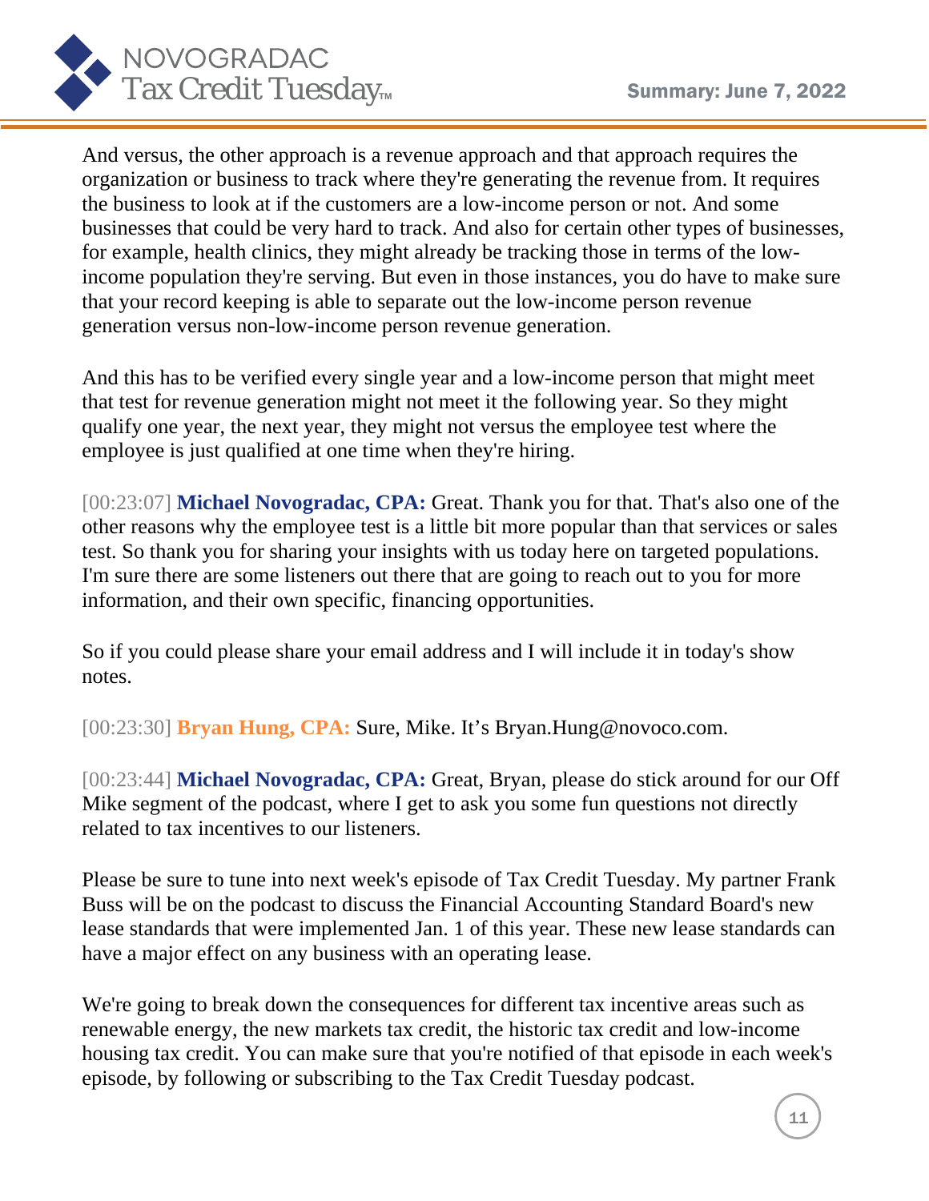And versus, the other approach is a revenue approach and that approach requires the organization or business to track where they're generating the revenue from. It requires the business to look at if the customers are a low-income person or not. And some businesses that could be very hard to track. And also for certain other types of businesses, for example, health clinics, they might already be tracking those in terms of the low-income population they're serving. But even in those instances, you do have to make sure that your record keeping is able to separate out the low-income person revenue generation versus non-low-income person revenue generation.

And this has to be verified every single year and a low-income person that might meet that test for revenue generation might not meet it the following year. So they might qualify one year, the next year, they might not versus the employee test where the employee is just qualified at one time when they're hiring.

[00:23:07] **Michael Novogradac, CPA:** Great. Thank you for that. That's also one of the other reasons why the employee test is a little bit more popular than that services or sales test. So thank you for sharing your insights with us today here on targeted populations. I'm sure there are some listeners out there that are going to reach out to you for more information, and their own specific, financing opportunities.

So if you could please share your email address and I will include it in today's show notes.

[00:23:30] **Bryan Hung, CPA:** Sure, Mike. It's Bryan.Hung@novoco.com.

[00:23:44] **Michael Novogradac, CPA:** Great, Bryan, please do stick around for our Off Mike segment of the podcast, where I get to ask you some fun questions not directly related to tax incentives to our listeners.

Please be sure to tune into next week's episode of Tax Credit Tuesday. My partner Frank Buss will be on the podcast to discuss the Financial Accounting Standard Board's new lease standards that were implemented Jan. 1 of this year. These new lease standards can have a major effect on any business with an operating lease.

We're going to break down the consequences for different tax incentive areas such as renewable energy, the new markets tax credit, the historic tax credit and low-income housing tax credit. You can make sure that you're notified of that episode in each week's episode, by following or subscribing to the Tax Credit Tuesday podcast.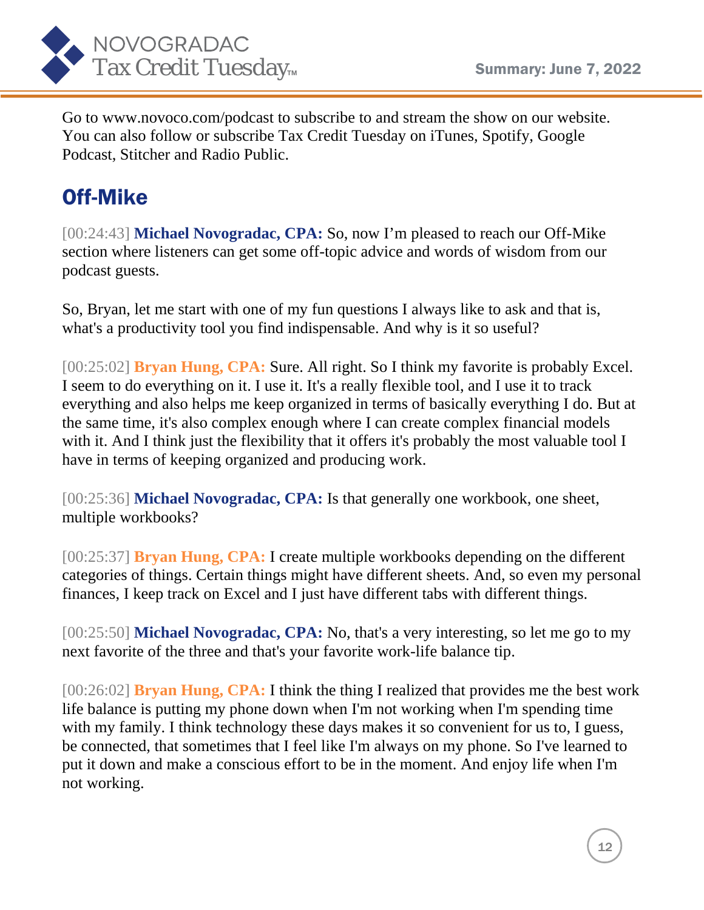Go to www.novoco.com/podcast to subscribe to and stream the show on our website. You can also follow or subscribe Tax Credit Tuesday on iTunes, Spotify, Google Podcast, Stitcher and Radio Public.

## Off-Mike

[00:24:43] **Michael Novogradac, CPA:** So, now I'm pleased to reach our Off-Mike section where listeners can get some off-topic advice and words of wisdom from our podcast guests.

So, Bryan, let me start with one of my fun questions I always like to ask and that is, what's a productivity tool you find indispensable. And why is it so useful?

[00:25:02] **Bryan Hung, CPA:** Sure. All right. So I think my favorite is probably Excel. I seem to do everything on it. I use it. It's a really flexible tool, and I use it to track everything and also helps me keep organized in terms of basically everything I do. But at the same time, it's also complex enough where I can create complex financial models with it. And I think just the flexibility that it offers it's probably the most valuable tool I have in terms of keeping organized and producing work.

[00:25:36] **Michael Novogradac, CPA:** Is that generally one workbook, one sheet, multiple workbooks?

[00:25:37] **Bryan Hung, CPA:** I create multiple workbooks depending on the different categories of things. Certain things might have different sheets. And, so even my personal finances, I keep track on Excel and I just have different tabs with different things.

[00:25:50] **Michael Novogradac, CPA:** No, that's a very interesting, so let me go to my next favorite of the three and that's your favorite work-life balance tip.

[00:26:02] **Bryan Hung, CPA:** I think the thing I realized that provides me the best work life balance is putting my phone down when I'm not working when I'm spending time with my family. I think technology these days makes it so convenient for us to, I guess, be connected, that sometimes that I feel like I'm always on my phone. So I've learned to put it down and make a conscious effort to be in the moment. And enjoy life when I'm not working.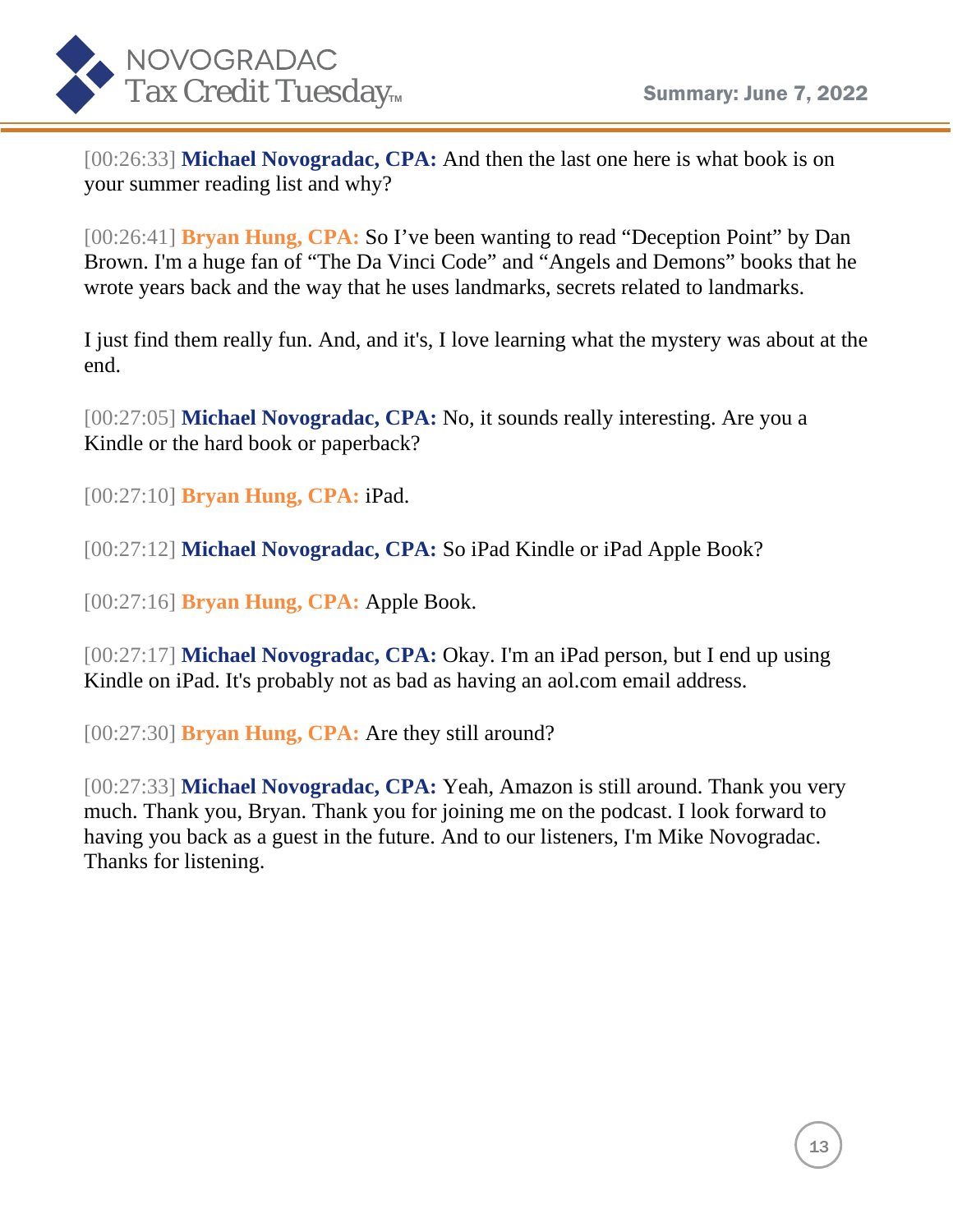[00:26:33] **Michael Novogradac, CPA:** And then the last one here is what book is on your summer reading list and why?

[00:26:41] **Bryan Hung, CPA:** So I've been wanting to read "Deception Point" by Dan Brown. I'm a huge fan of "The Da Vinci Code" and "Angels and Demons" books that he wrote years back and the way that he uses landmarks, secrets related to landmarks.

I just find them really fun. And, and it's, I love learning what the mystery was about at the end.

[00:27:05] **Michael Novogradac, CPA:** No, it sounds really interesting. Are you a Kindle or the hard book or paperback?

[00:27:10] **Bryan Hung, CPA:** iPad.

[00:27:12] **Michael Novogradac, CPA:** So iPad Kindle or iPad Apple Book?

[00:27:16] **Bryan Hung, CPA:** Apple Book.

[00:27:17] **Michael Novogradac, CPA:** Okay. I'm an iPad person, but I end up using Kindle on iPad. It's probably not as bad as having an aol.com email address.

[00:27:30] **Bryan Hung, CPA:** Are they still around?

[00:27:33] **Michael Novogradac, CPA:** Yeah, Amazon is still around. Thank you very much. Thank you, Bryan. Thank you for joining me on the podcast. I look forward to having you back as a guest in the future. And to our listeners, I'm Mike Novogradac. Thanks for listening.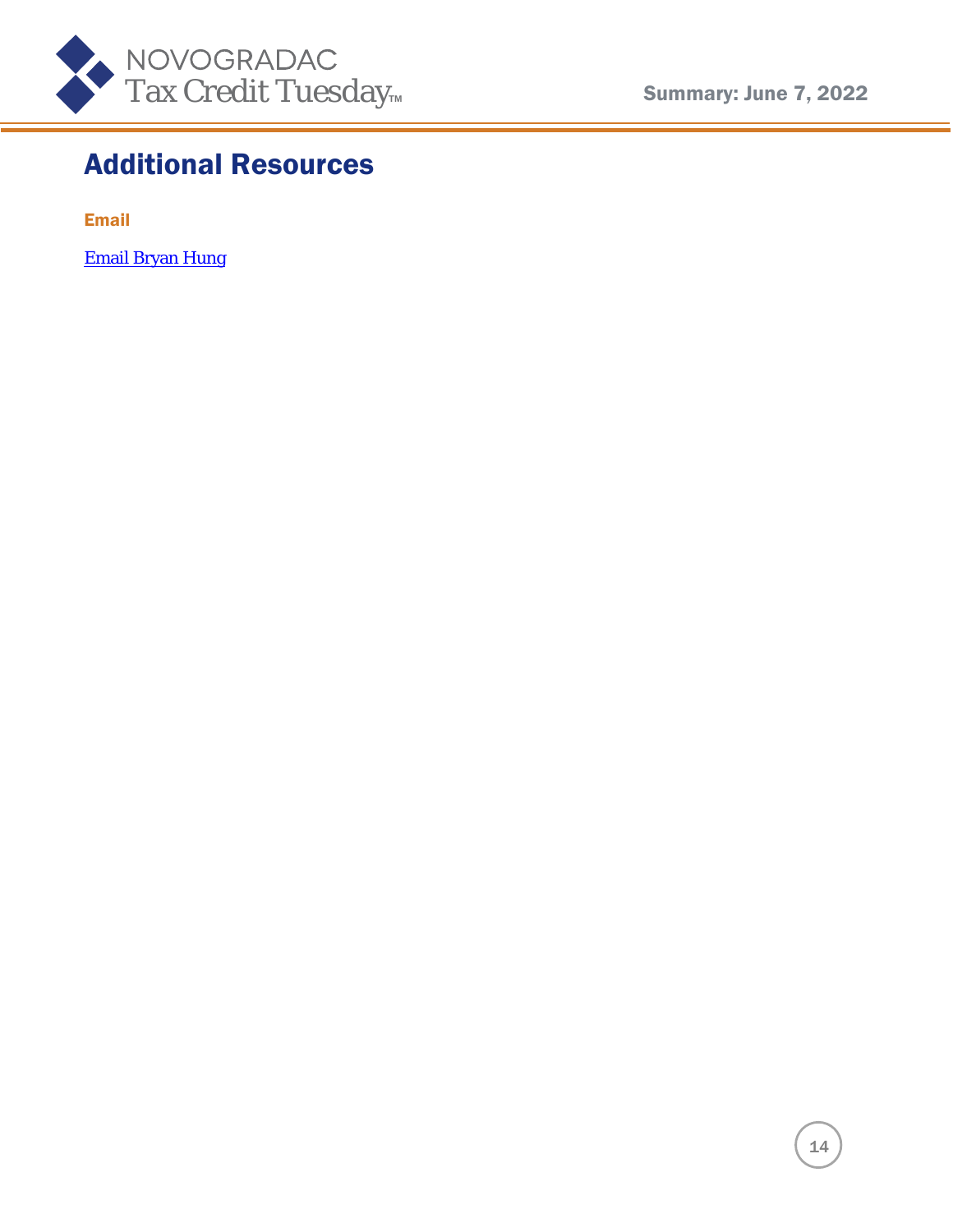## Additional Resources

**Email**

Email Bryan Hung